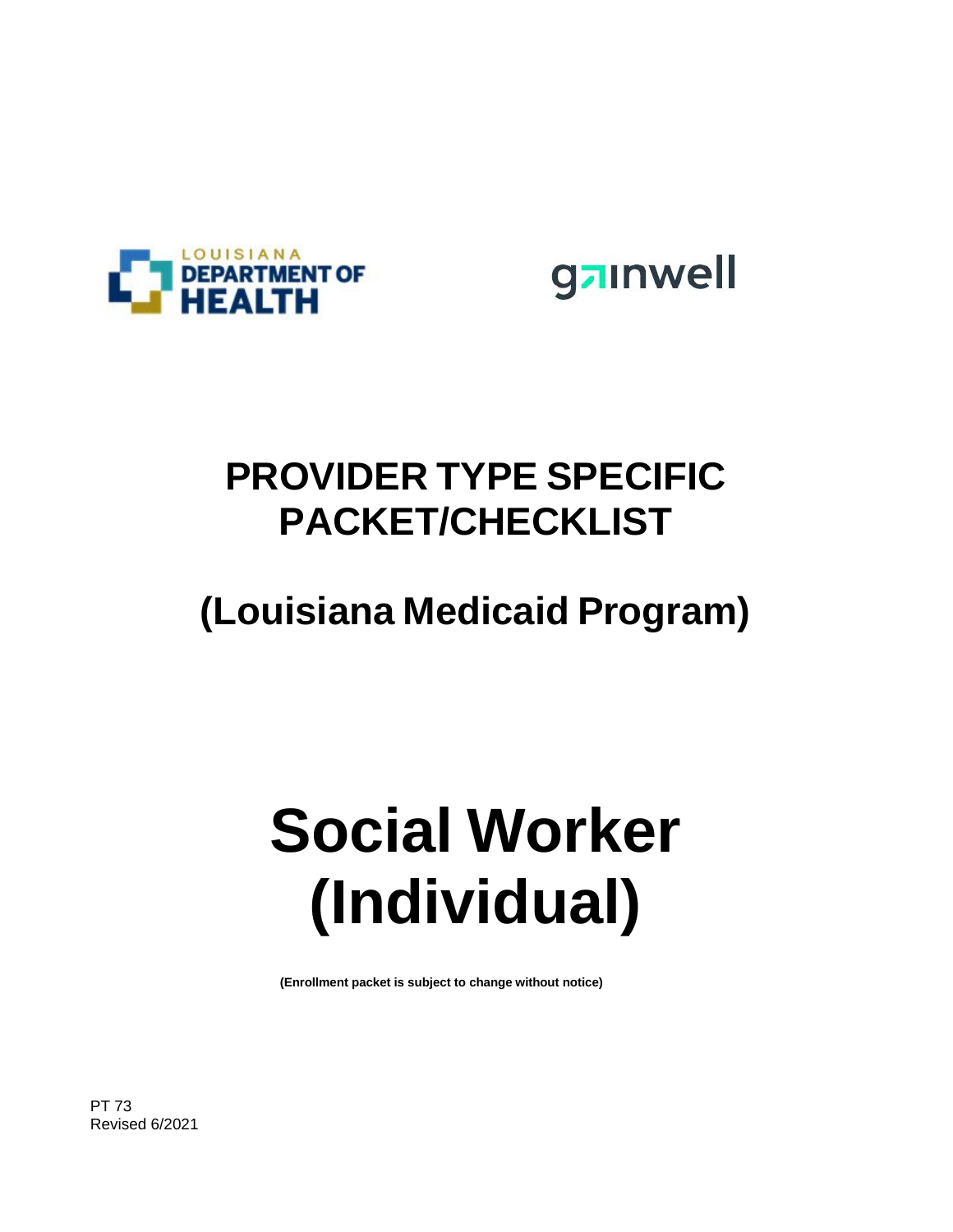LOUISIANA DEPARTMENT OF HEALTH

gainwell

# PROVIDER TYPE SPECIFIC PACKET/CHECKLIST

## (Louisiana Medicaid Program)

# Social Worker (Individual)

**(Enrollment packet is subject to change without notice)**

PT 73
Revised 6/2021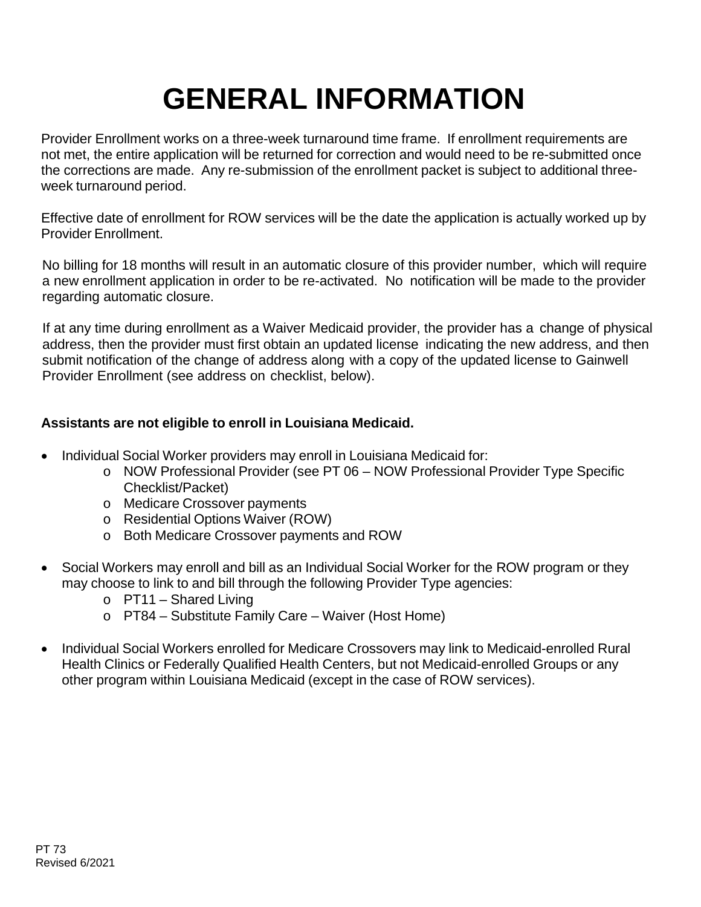# GENERAL INFORMATION

Provider Enrollment works on a three-week turnaround time frame. If enrollment requirements are not met, the entire application will be returned for correction and would need to be re-submitted once the corrections are made. Any re-submission of the enrollment packet is subject to additional three-week turnaround period.

Effective date of enrollment for ROW services will be the date the application is actually worked up by Provider Enrollment.

No billing for 18 months will result in an automatic closure of this provider number, which will require a new enrollment application in order to be re-activated. No notification will be made to the provider regarding automatic closure.

If at any time during enrollment as a Waiver Medicaid provider, the provider has a change of physical address, then the provider must first obtain an updated license indicating the new address, and then submit notification of the change of address along with a copy of the updated license to Gainwell Provider Enrollment (see address on checklist, below).

**Assistants are not eligible to enroll in Louisiana Medicaid.**

- Individual Social Worker providers may enroll in Louisiana Medicaid for:
  - NOW Professional Provider (see PT 06 – NOW Professional Provider Type Specific Checklist/Packet)
  - Medicare Crossover payments
  - Residential Options Waiver (ROW)
  - Both Medicare Crossover payments and ROW
- Social Workers may enroll and bill as an Individual Social Worker for the ROW program or they may choose to link to and bill through the following Provider Type agencies:
  - PT11 – Shared Living
  - PT84 – Substitute Family Care – Waiver (Host Home)
- Individual Social Workers enrolled for Medicare Crossovers may link to Medicaid-enrolled Rural Health Clinics or Federally Qualified Health Centers, but not Medicaid-enrolled Groups or any other program within Louisiana Medicaid (except in the case of ROW services).

PT 73
Revised 6/2021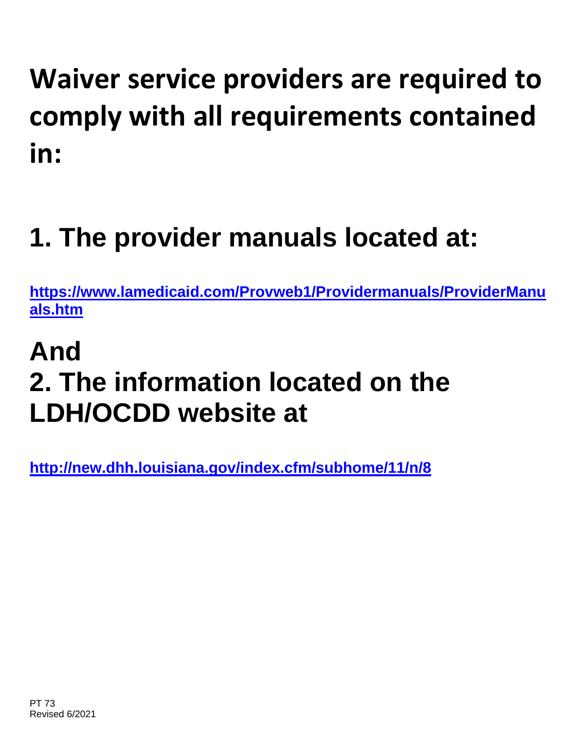# Waiver service providers are required to comply with all requirements contained in:

## 1. The provider manuals located at:

**https://www.lamedicaid.com/Provweb1/Providermanuals/ProviderManuals.htm**

## And
## 2. The information located on the LDH/OCDD website at

**http://new.dhh.louisiana.gov/index.cfm/subhome/11/n/8**

PT 73
Revised 6/2021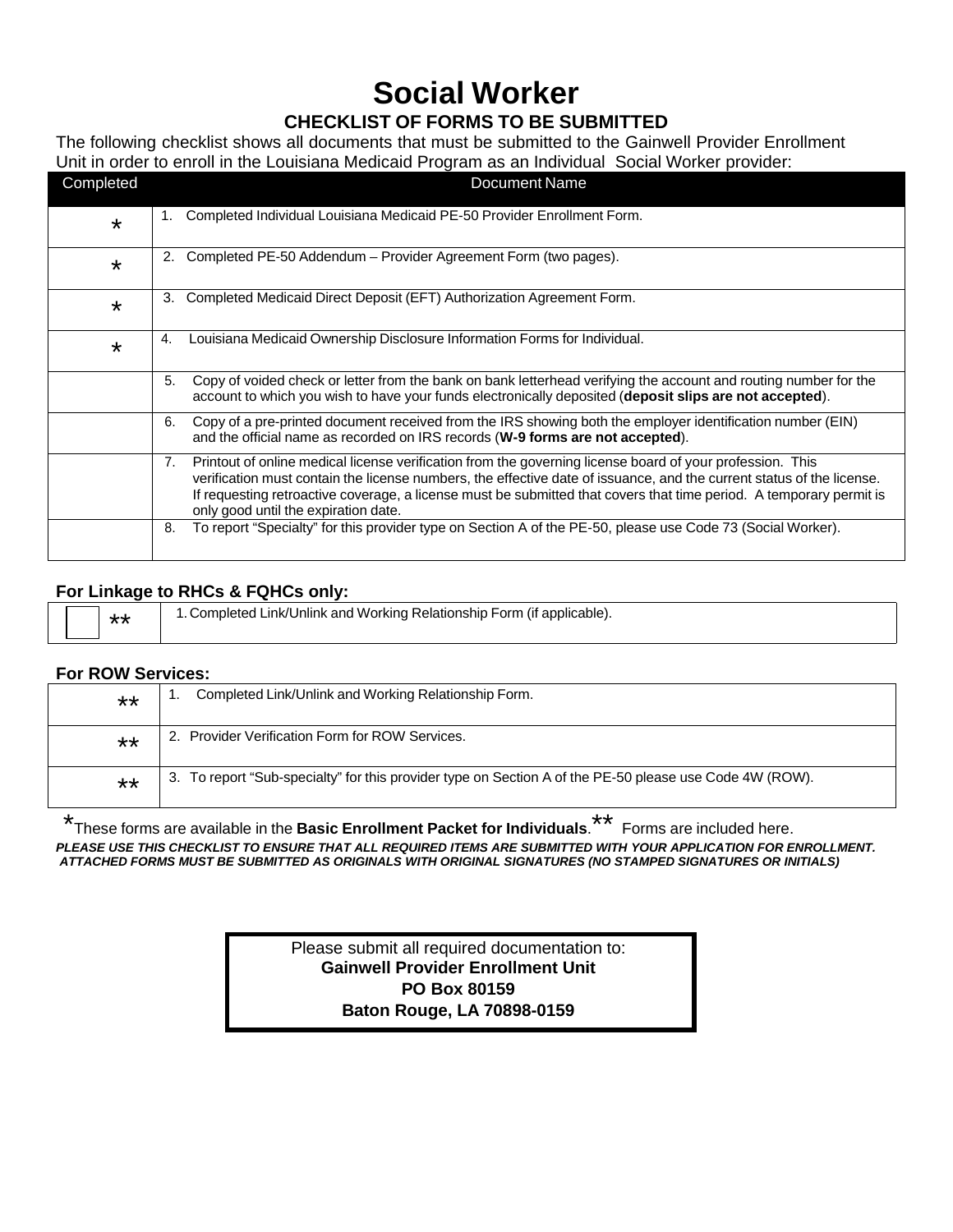# Social Worker

## CHECKLIST OF FORMS TO BE SUBMITTED

The following checklist shows all documents that must be submitted to the Gainwell Provider Enrollment Unit in order to enroll in the Louisiana Medicaid Program as an Individual Social Worker provider:

| Completed | Document Name |
|---|---|
| * | 1. Completed Individual Louisiana Medicaid PE-50 Provider Enrollment Form. |
| * | 2. Completed PE-50 Addendum – Provider Agreement Form (two pages). |
| * | 3. Completed Medicaid Direct Deposit (EFT) Authorization Agreement Form. |
| * | 4. Louisiana Medicaid Ownership Disclosure Information Forms for Individual. |
| | 5. Copy of voided check or letter from the bank on bank letterhead verifying the account and routing number for the account to which you wish to have your funds electronically deposited (**deposit slips are not accepted**). |
| | 6. Copy of a pre-printed document received from the IRS showing both the employer identification number (EIN) and the official name as recorded on IRS records (**W-9 forms are not accepted**). |
| | 7. Printout of online medical license verification from the governing license board of your profession. This verification must contain the license numbers, the effective date of issuance, and the current status of the license. If requesting retroactive coverage, a license must be submitted that covers that time period. A temporary permit is only good until the expiration date. |
| | 8. To report "Specialty" for this provider type on Section A of the PE-50, please use Code 73 (Social Worker). |

**For Linkage to RHCs & FQHCs only:**

| Completed | Document Name |
|---|---|
| ☐ ** | 1. Completed Link/Unlink and Working Relationship Form (if applicable). |

**For ROW Services:**

| Completed | Document Name |
|---|---|
| ** | 1. Completed Link/Unlink and Working Relationship Form. |
| ** | 2. Provider Verification Form for ROW Services. |
| ** | 3. To report "Sub-specialty" for this provider type on Section A of the PE-50 please use Code 4W (ROW). |

*These forms are available in the **Basic Enrollment Packet for Individuals**. ** Forms are included here.

***PLEASE USE THIS CHECKLIST TO ENSURE THAT ALL REQUIRED ITEMS ARE SUBMITTED WITH YOUR APPLICATION FOR ENROLLMENT. ATTACHED FORMS MUST BE SUBMITTED AS ORIGINALS WITH ORIGINAL SIGNATURES (NO STAMPED SIGNATURES OR INITIALS)***

Please submit all required documentation to:
**Gainwell Provider Enrollment Unit**
**PO Box 80159**
**Baton Rouge, LA 70898-0159**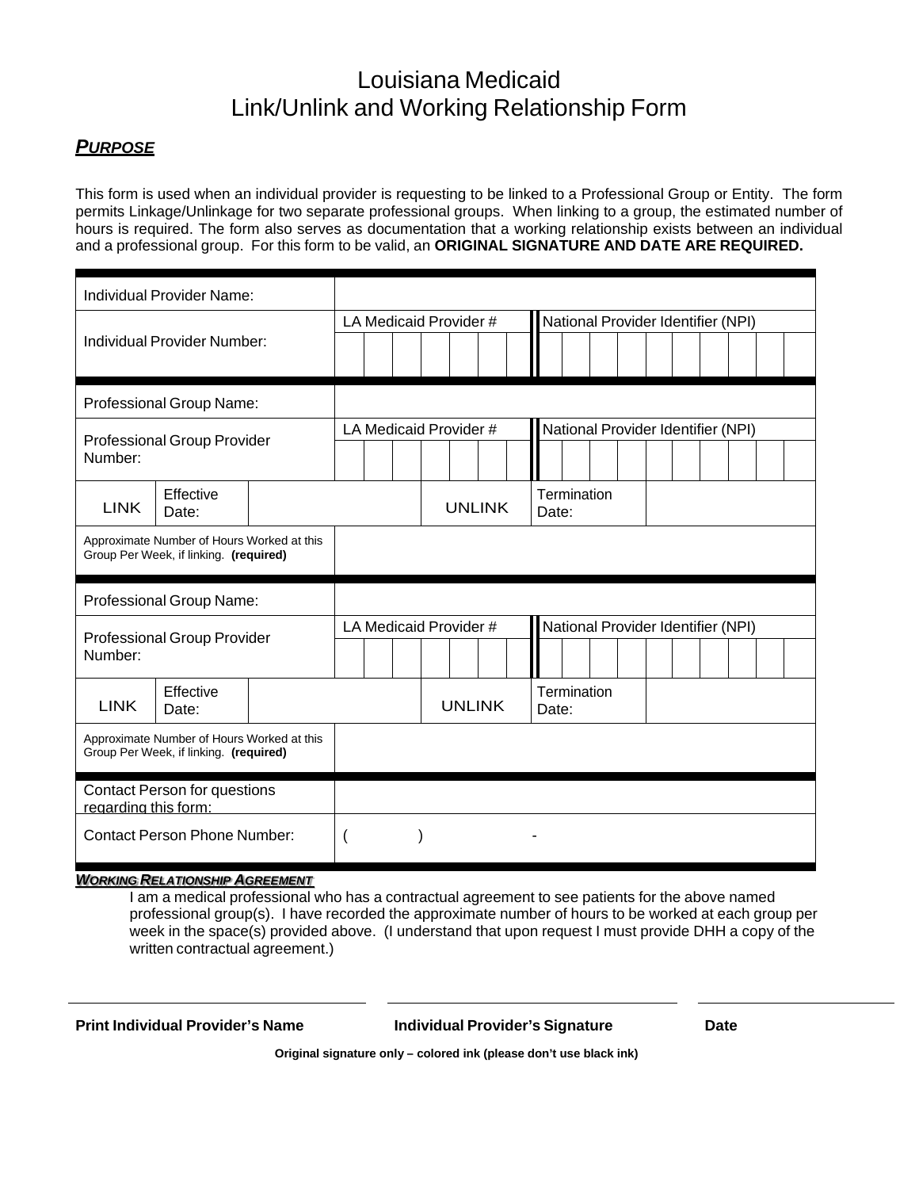# Louisiana Medicaid
# Link/Unlink and Working Relationship Form

## ***PURPOSE***

This form is used when an individual provider is requesting to be linked to a Professional Group or Entity. The form permits Linkage/Unlinkage for two separate professional groups. When linking to a group, the estimated number of hours is required. The form also serves as documentation that a working relationship exists between an individual and a professional group. For this form to be valid, an **ORIGINAL SIGNATURE AND DATE ARE REQUIRED.**

| | | | |
|---|---|---|---|
| Individual Provider Name: | | | |
| Individual Provider Number: | | LA Medicaid Provider # | National Provider Identifier (NPI) |
| Professional Group Name: | | | |
| Professional Group Provider Number: | | LA Medicaid Provider # | National Provider Identifier (NPI) |
| LINK | Effective Date: | UNLINK | Termination Date: |
| Approximate Number of Hours Worked at this Group Per Week, if linking. **(required)** | | | |
| Professional Group Name: | | | |
| Professional Group Provider Number: | | LA Medicaid Provider # | National Provider Identifier (NPI) |
| LINK | Effective Date: | UNLINK | Termination Date: |
| Approximate Number of Hours Worked at this Group Per Week, if linking. **(required)** | | | |
| Contact Person for questions regarding this form: | | | |
| Contact Person Phone Number: | ( ) - | | |

***WORKING RELATIONSHIP AGREEMENT***

I am a medical professional who has a contractual agreement to see patients for the above named professional group(s). I have recorded the approximate number of hours to be worked at each group per week in the space(s) provided above. (I understand that upon request I must provide DHH a copy of the written contractual agreement.)

| **Print Individual Provider's Name** | **Individual Provider's Signature** | **Date** |
|---|---|---|
| | | |

**Original signature only – colored ink (please don't use black ink)**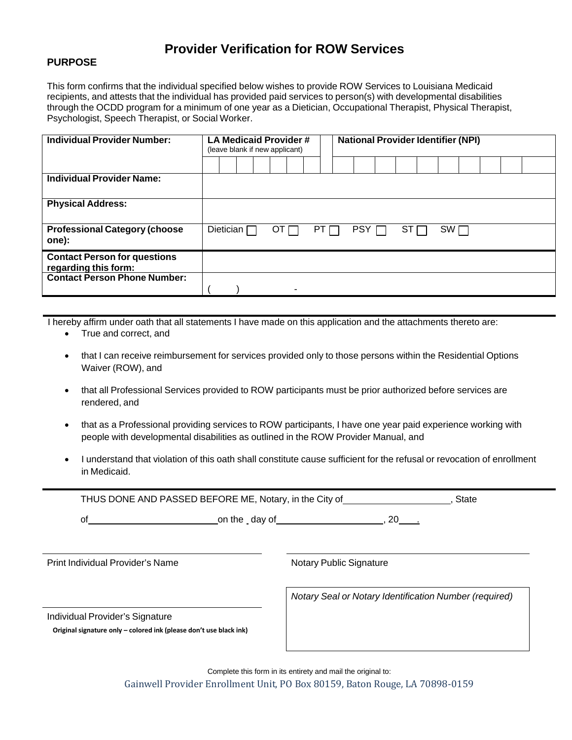# Provider Verification for ROW Services

## PURPOSE

This form confirms that the individual specified below wishes to provide ROW Services to Louisiana Medicaid recipients, and attests that the individual has provided paid services to person(s) with developmental disabilities through the OCDD program for a minimum of one year as a Dietician, Occupational Therapist, Physical Therapist, Psychologist, Speech Therapist, or Social Worker.

| | | |
|---|---|---|
| **Individual Provider Number:** | **LA Medicaid Provider #** (leave blank if new applicant) | **National Provider Identifier (NPI)** |
| **Individual Provider Name:** | | |
| **Physical Address:** | | |
| **Professional Category (choose one):** | Dietician ☐ OT ☐ PT ☐ PSY ☐ ST ☐ SW ☐ | |
| **Contact Person for questions regarding this form:** | | |
| **Contact Person Phone Number:** | ( ) - | |

I hereby affirm under oath that all statements I have made on this application and the attachments thereto are:

- True and correct, and
- that I can receive reimbursement for services provided only to those persons within the Residential Options Waiver (ROW), and
- that all Professional Services provided to ROW participants must be prior authorized before services are rendered, and
- that as a Professional providing services to ROW participants, I have one year paid experience working with people with developmental disabilities as outlined in the ROW Provider Manual, and
- I understand that violation of this oath shall constitute cause sufficient for the refusal or revocation of enrollment in Medicaid.

THUS DONE AND PASSED BEFORE ME, Notary, in the City of____________________, State of________________________ on the _ day of____________________, 20___.

Print Individual Provider's Name

Notary Public Signature

*Notary Seal or Notary Identification Number (required)*

Individual Provider's Signature

**Original signature only – colored ink (please don't use black ink)**

Complete this form in its entirety and mail the original to:

Gainwell Provider Enrollment Unit, PO Box 80159, Baton Rouge, LA 70898-0159